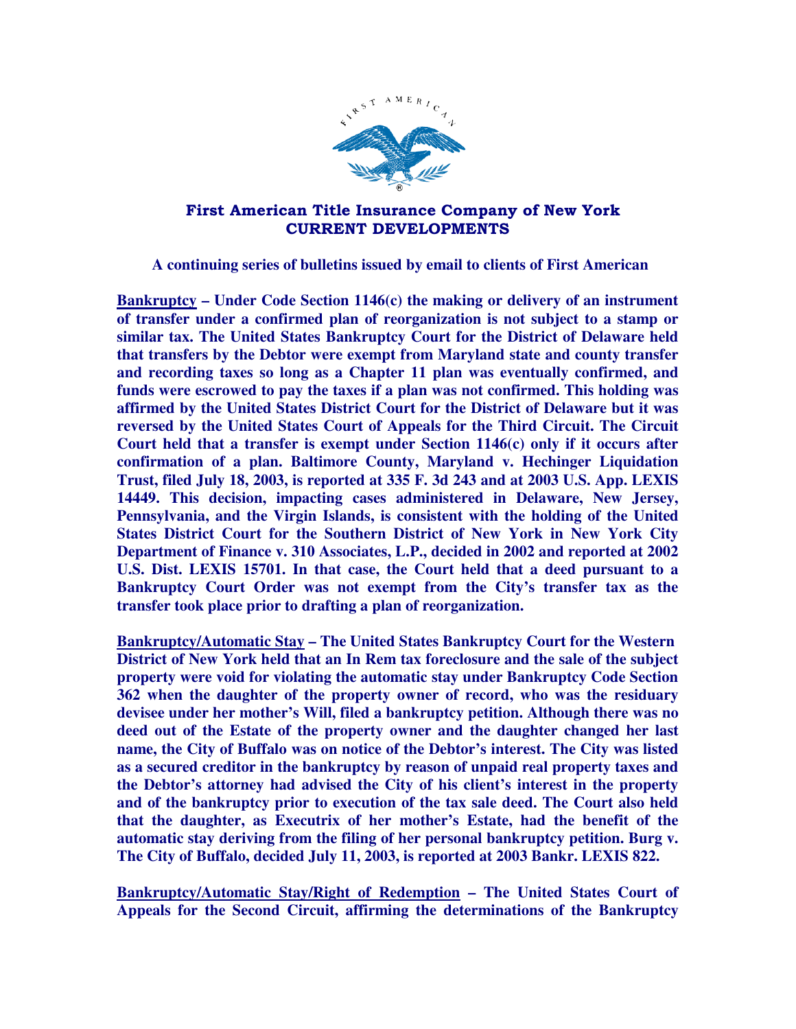**First American Title Insurance Company of New York**
**CURRENT DEVELOPMENTS**

**A continuing series of bulletins issued by email to clients of First American**

**<u>Bankruptcy</u> – Under Code Section 1146(c) the making or delivery of an instrument of transfer under a confirmed plan of reorganization is not subject to a stamp or similar tax. The United States Bankruptcy Court for the District of Delaware held that transfers by the Debtor were exempt from Maryland state and county transfer and recording taxes so long as a Chapter 11 plan was eventually confirmed, and funds were escrowed to pay the taxes if a plan was not confirmed. This holding was affirmed by the United States District Court for the District of Delaware but it was reversed by the United States Court of Appeals for the Third Circuit. The Circuit Court held that a transfer is exempt under Section 1146(c) only if it occurs after confirmation of a plan. Baltimore County, Maryland v. Hechinger Liquidation Trust, filed July 18, 2003, is reported at 335 F. 3d 243 and at 2003 U.S. App. LEXIS 14449. This decision, impacting cases administered in Delaware, New Jersey, Pennsylvania, and the Virgin Islands, is consistent with the holding of the United States District Court for the Southern District of New York in New York City Department of Finance v. 310 Associates, L.P., decided in 2002 and reported at 2002 U.S. Dist. LEXIS 15701. In that case, the Court held that a deed pursuant to a Bankruptcy Court Order was not exempt from the City's transfer tax as the transfer took place prior to drafting a plan of reorganization.**

**<u>Bankruptcy/Automatic Stay</u> – The United States Bankruptcy Court for the Western District of New York held that an In Rem tax foreclosure and the sale of the subject property were void for violating the automatic stay under Bankruptcy Code Section 362 when the daughter of the property owner of record, who was the residuary devisee under her mother's Will, filed a bankruptcy petition. Although there was no deed out of the Estate of the property owner and the daughter changed her last name, the City of Buffalo was on notice of the Debtor's interest. The City was listed as a secured creditor in the bankruptcy by reason of unpaid real property taxes and the Debtor's attorney had advised the City of his client's interest in the property and of the bankruptcy prior to execution of the tax sale deed. The Court also held that the daughter, as Executrix of her mother's Estate, had the benefit of the automatic stay deriving from the filing of her personal bankruptcy petition. Burg v. The City of Buffalo, decided July 11, 2003, is reported at 2003 Bankr. LEXIS 822.**

**<u>Bankruptcy/Automatic Stay/Right of Redemption</u> – The United States Court of Appeals for the Second Circuit, affirming the determinations of the Bankruptcy**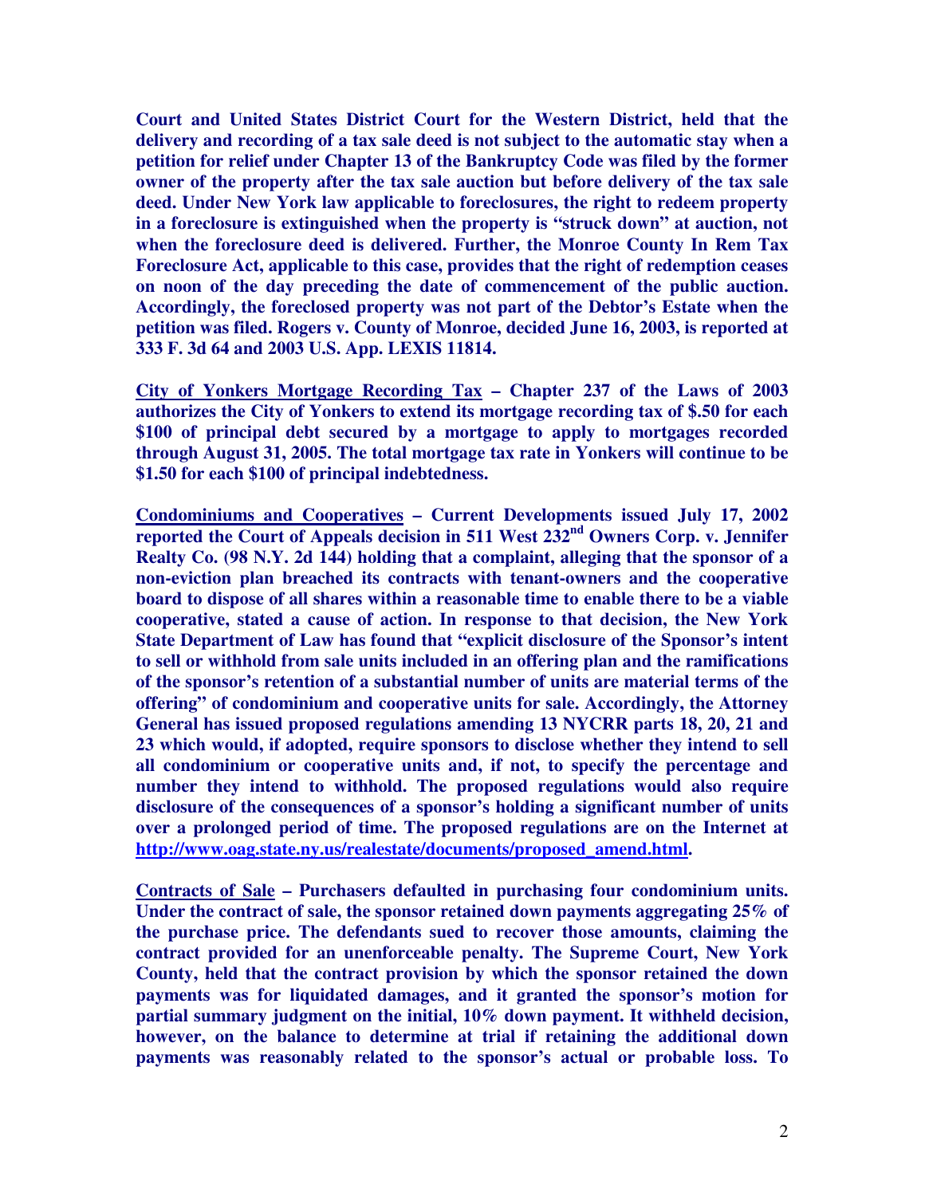**Court and United States District Court for the Western District, held that the delivery and recording of a tax sale deed is not subject to the automatic stay when a petition for relief under Chapter 13 of the Bankruptcy Code was filed by the former owner of the property after the tax sale auction but before delivery of the tax sale deed. Under New York law applicable to foreclosures, the right to redeem property in a foreclosure is extinguished when the property is "struck down" at auction, not when the foreclosure deed is delivered. Further, the Monroe County In Rem Tax Foreclosure Act, applicable to this case, provides that the right of redemption ceases on noon of the day preceding the date of commencement of the public auction. Accordingly, the foreclosed property was not part of the Debtor's Estate when the petition was filed. Rogers v. County of Monroe, decided June 16, 2003, is reported at 333 F. 3d 64 and 2003 U.S. App. LEXIS 11814.**

**<u>City of Yonkers Mortgage Recording Tax</u> – Chapter 237 of the Laws of 2003 authorizes the City of Yonkers to extend its mortgage recording tax of $.50 for each $100 of principal debt secured by a mortgage to apply to mortgages recorded through August 31, 2005. The total mortgage tax rate in Yonkers will continue to be $1.50 for each $100 of principal indebtedness.**

**<u>Condominiums and Cooperatives</u> – Current Developments issued July 17, 2002 reported the Court of Appeals decision in 511 West 232nd Owners Corp. v. Jennifer Realty Co. (98 N.Y. 2d 144) holding that a complaint, alleging that the sponsor of a non-eviction plan breached its contracts with tenant-owners and the cooperative board to dispose of all shares within a reasonable time to enable there to be a viable cooperative, stated a cause of action. In response to that decision, the New York State Department of Law has found that "explicit disclosure of the Sponsor's intent to sell or withhold from sale units included in an offering plan and the ramifications of the sponsor's retention of a substantial number of units are material terms of the offering" of condominium and cooperative units for sale. Accordingly, the Attorney General has issued proposed regulations amending 13 NYCRR parts 18, 20, 21 and 23 which would, if adopted, require sponsors to disclose whether they intend to sell all condominium or cooperative units and, if not, to specify the percentage and number they intend to withhold. The proposed regulations would also require disclosure of the consequences of a sponsor's holding a significant number of units over a prolonged period of time. The proposed regulations are on the Internet at http://www.oag.state.ny.us/realestate/documents/proposed_amend.html.**

**<u>Contracts of Sale</u> – Purchasers defaulted in purchasing four condominium units. Under the contract of sale, the sponsor retained down payments aggregating 25% of the purchase price. The defendants sued to recover those amounts, claiming the contract provided for an unenforceable penalty. The Supreme Court, New York County, held that the contract provision by which the sponsor retained the down payments was for liquidated damages, and it granted the sponsor's motion for partial summary judgment on the initial, 10% down payment. It withheld decision, however, on the balance to determine at trial if retaining the additional down payments was reasonably related to the sponsor's actual or probable loss. To**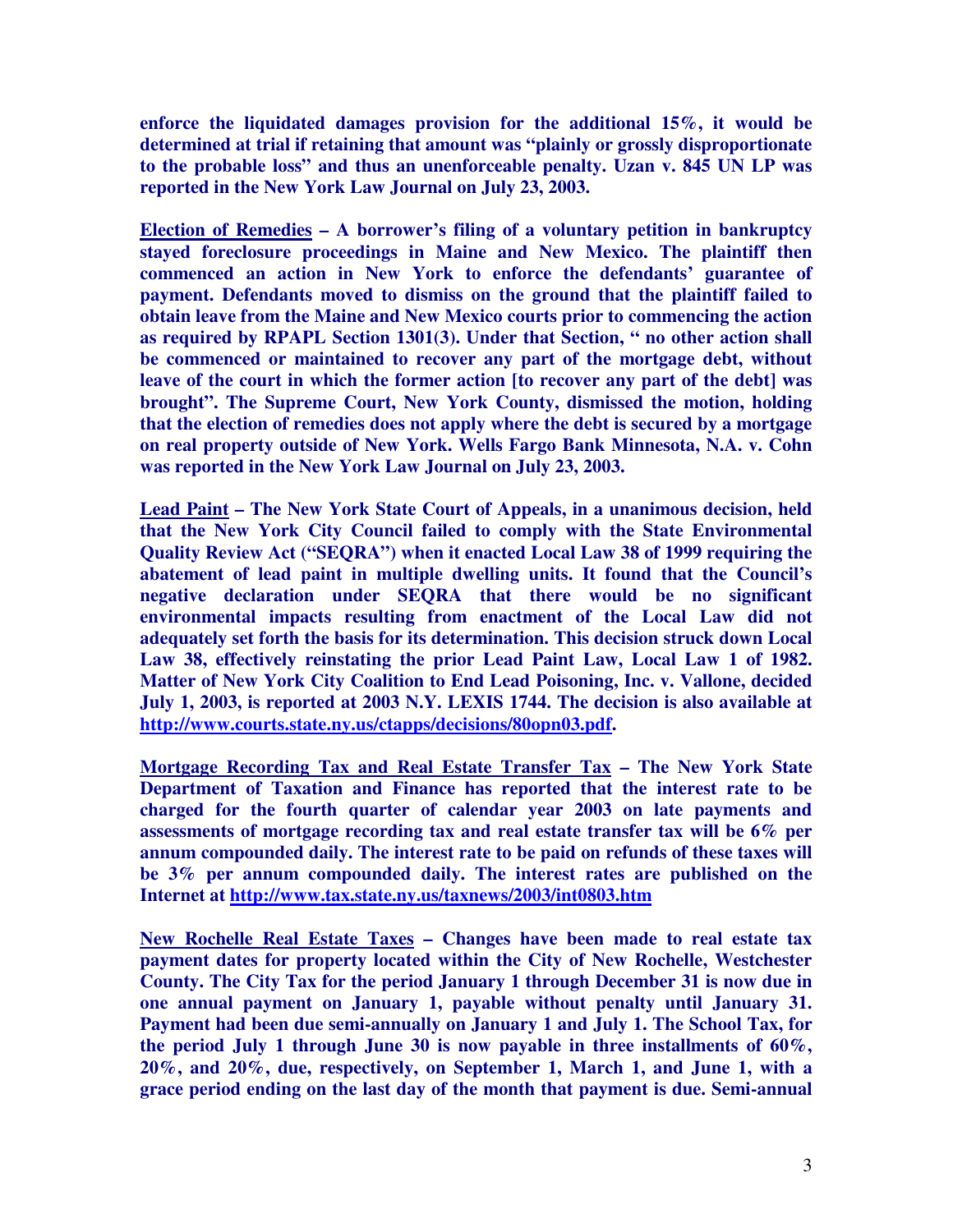**enforce the liquidated damages provision for the additional 15%, it would be determined at trial if retaining that amount was "plainly or grossly disproportionate to the probable loss" and thus an unenforceable penalty. Uzan v. 845 UN LP was reported in the New York Law Journal on July 23, 2003.**

**Election of Remedies – A borrower's filing of a voluntary petition in bankruptcy stayed foreclosure proceedings in Maine and New Mexico. The plaintiff then commenced an action in New York to enforce the defendants' guarantee of payment. Defendants moved to dismiss on the ground that the plaintiff failed to obtain leave from the Maine and New Mexico courts prior to commencing the action as required by RPAPL Section 1301(3). Under that Section, " no other action shall be commenced or maintained to recover any part of the mortgage debt, without leave of the court in which the former action [to recover any part of the debt] was brought". The Supreme Court, New York County, dismissed the motion, holding that the election of remedies does not apply where the debt is secured by a mortgage on real property outside of New York. Wells Fargo Bank Minnesota, N.A. v. Cohn was reported in the New York Law Journal on July 23, 2003.**

**Lead Paint – The New York State Court of Appeals, in a unanimous decision, held that the New York City Council failed to comply with the State Environmental Quality Review Act ("SEQRA") when it enacted Local Law 38 of 1999 requiring the abatement of lead paint in multiple dwelling units. It found that the Council's negative declaration under SEQRA that there would be no significant environmental impacts resulting from enactment of the Local Law did not adequately set forth the basis for its determination. This decision struck down Local Law 38, effectively reinstating the prior Lead Paint Law, Local Law 1 of 1982. Matter of New York City Coalition to End Lead Poisoning, Inc. v. Vallone, decided July 1, 2003, is reported at 2003 N.Y. LEXIS 1744. The decision is also available at http://www.courts.state.ny.us/ctapps/decisions/80opn03.pdf.**

**Mortgage Recording Tax and Real Estate Transfer Tax – The New York State Department of Taxation and Finance has reported that the interest rate to be charged for the fourth quarter of calendar year 2003 on late payments and assessments of mortgage recording tax and real estate transfer tax will be 6% per annum compounded daily. The interest rate to be paid on refunds of these taxes will be 3% per annum compounded daily. The interest rates are published on the Internet at http://www.tax.state.ny.us/taxnews/2003/int0803.htm**

**New Rochelle Real Estate Taxes – Changes have been made to real estate tax payment dates for property located within the City of New Rochelle, Westchester County. The City Tax for the period January 1 through December 31 is now due in one annual payment on January 1, payable without penalty until January 31. Payment had been due semi-annually on January 1 and July 1. The School Tax, for the period July 1 through June 30 is now payable in three installments of 60%, 20%, and 20%, due, respectively, on September 1, March 1, and June 1, with a grace period ending on the last day of the month that payment is due. Semi-annual**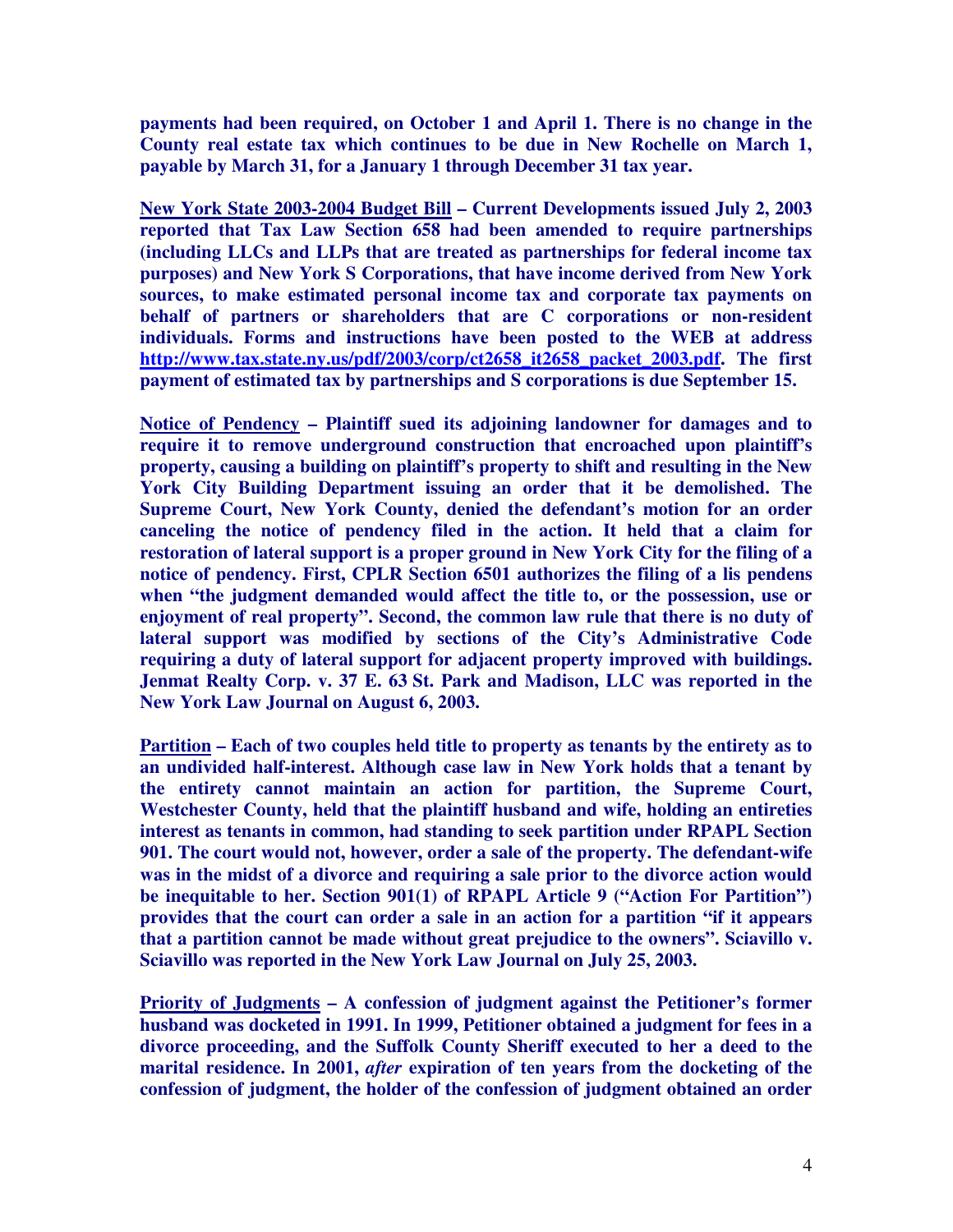**payments had been required, on October 1 and April 1. There is no change in the County real estate tax which continues to be due in New Rochelle on March 1, payable by March 31, for a January 1 through December 31 tax year.**

**<u>New York State 2003-2004 Budget Bill</u> – Current Developments issued July 2, 2003 reported that Tax Law Section 658 had been amended to require partnerships (including LLCs and LLPs that are treated as partnerships for federal income tax purposes) and New York S Corporations, that have income derived from New York sources, to make estimated personal income tax and corporate tax payments on behalf of partners or shareholders that are C corporations or non-resident individuals. Forms and instructions have been posted to the WEB at address [http://www.tax.state.ny.us/pdf/2003/corp/ct2658_it2658_packet_2003.pdf](http://www.tax.state.ny.us/pdf/2003/corp/ct2658_it2658_packet_2003.pdf). The first payment of estimated tax by partnerships and S corporations is due September 15.**

**<u>Notice of Pendency</u> – Plaintiff sued its adjoining landowner for damages and to require it to remove underground construction that encroached upon plaintiff's property, causing a building on plaintiff's property to shift and resulting in the New York City Building Department issuing an order that it be demolished. The Supreme Court, New York County, denied the defendant's motion for an order canceling the notice of pendency filed in the action. It held that a claim for restoration of lateral support is a proper ground in New York City for the filing of a notice of pendency. First, CPLR Section 6501 authorizes the filing of a lis pendens when "the judgment demanded would affect the title to, or the possession, use or enjoyment of real property". Second, the common law rule that there is no duty of lateral support was modified by sections of the City's Administrative Code requiring a duty of lateral support for adjacent property improved with buildings. Jenmat Realty Corp. v. 37 E. 63 St. Park and Madison, LLC was reported in the New York Law Journal on August 6, 2003.**

**<u>Partition</u> – Each of two couples held title to property as tenants by the entirety as to an undivided half-interest. Although case law in New York holds that a tenant by the entirety cannot maintain an action for partition, the Supreme Court, Westchester County, held that the plaintiff husband and wife, holding an entireties interest as tenants in common, had standing to seek partition under RPAPL Section 901. The court would not, however, order a sale of the property. The defendant-wife was in the midst of a divorce and requiring a sale prior to the divorce action would be inequitable to her. Section 901(1) of RPAPL Article 9 ("Action For Partition") provides that the court can order a sale in an action for a partition "if it appears that a partition cannot be made without great prejudice to the owners". Sciavillo v. Sciavillo was reported in the New York Law Journal on July 25, 2003.**

**<u>Priority of Judgments</u> – A confession of judgment against the Petitioner's former husband was docketed in 1991. In 1999, Petitioner obtained a judgment for fees in a divorce proceeding, and the Suffolk County Sheriff executed to her a deed to the marital residence. In 2001, *after* expiration of ten years from the docketing of the confession of judgment, the holder of the confession of judgment obtained an order**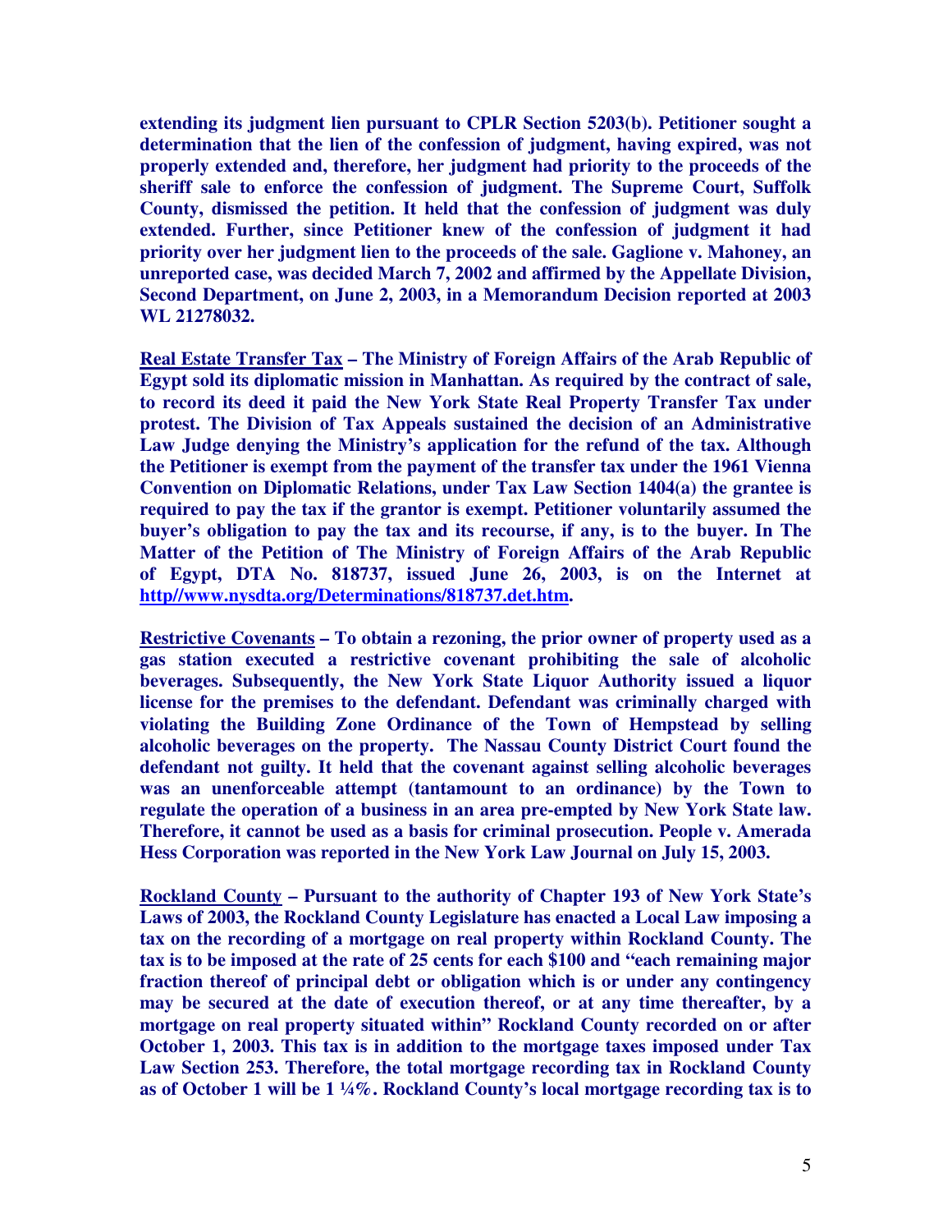**extending its judgment lien pursuant to CPLR Section 5203(b). Petitioner sought a determination that the lien of the confession of judgment, having expired, was not properly extended and, therefore, her judgment had priority to the proceeds of the sheriff sale to enforce the confession of judgment. The Supreme Court, Suffolk County, dismissed the petition. It held that the confession of judgment was duly extended. Further, since Petitioner knew of the confession of judgment it had priority over her judgment lien to the proceeds of the sale. Gaglione v. Mahoney, an unreported case, was decided March 7, 2002 and affirmed by the Appellate Division, Second Department, on June 2, 2003, in a Memorandum Decision reported at 2003 WL 21278032.**

**<u>Real Estate Transfer Tax</u> – The Ministry of Foreign Affairs of the Arab Republic of Egypt sold its diplomatic mission in Manhattan. As required by the contract of sale, to record its deed it paid the New York State Real Property Transfer Tax under protest. The Division of Tax Appeals sustained the decision of an Administrative Law Judge denying the Ministry's application for the refund of the tax. Although the Petitioner is exempt from the payment of the transfer tax under the 1961 Vienna Convention on Diplomatic Relations, under Tax Law Section 1404(a) the grantee is required to pay the tax if the grantor is exempt. Petitioner voluntarily assumed the buyer's obligation to pay the tax and its recourse, if any, is to the buyer. In The Matter of the Petition of The Ministry of Foreign Affairs of the Arab Republic of Egypt, DTA No. 818737, issued June 26, 2003, is on the Internet at [http//www.nysdta.org/Determinations/818737.det.htm](http//www.nysdta.org/Determinations/818737.det.htm).**

**<u>Restrictive Covenants</u> – To obtain a rezoning, the prior owner of property used as a gas station executed a restrictive covenant prohibiting the sale of alcoholic beverages. Subsequently, the New York State Liquor Authority issued a liquor license for the premises to the defendant. Defendant was criminally charged with violating the Building Zone Ordinance of the Town of Hempstead by selling alcoholic beverages on the property. The Nassau County District Court found the defendant not guilty. It held that the covenant against selling alcoholic beverages was an unenforceable attempt (tantamount to an ordinance) by the Town to regulate the operation of a business in an area pre-empted by New York State law. Therefore, it cannot be used as a basis for criminal prosecution. People v. Amerada Hess Corporation was reported in the New York Law Journal on July 15, 2003.**

**<u>Rockland County</u> – Pursuant to the authority of Chapter 193 of New York State's Laws of 2003, the Rockland County Legislature has enacted a Local Law imposing a tax on the recording of a mortgage on real property within Rockland County. The tax is to be imposed at the rate of 25 cents for each $100 and "each remaining major fraction thereof of principal debt or obligation which is or under any contingency may be secured at the date of execution thereof, or at any time thereafter, by a mortgage on real property situated within" Rockland County recorded on or after October 1, 2003. This tax is in addition to the mortgage taxes imposed under Tax Law Section 253. Therefore, the total mortgage recording tax in Rockland County as of October 1 will be 1 ¼%. Rockland County's local mortgage recording tax is to**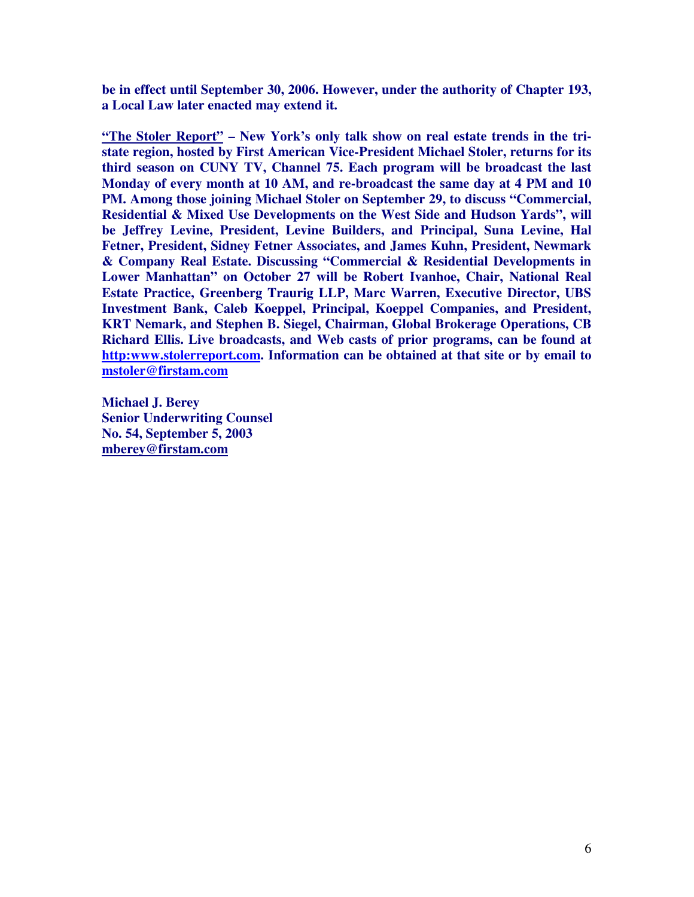**be in effect until September 30, 2006. However, under the authority of Chapter 193, a Local Law later enacted may extend it.**

**"The Stoler Report" – New York's only talk show on real estate trends in the tri-state region, hosted by First American Vice-President Michael Stoler, returns for its third season on CUNY TV, Channel 75. Each program will be broadcast the last Monday of every month at 10 AM, and re-broadcast the same day at 4 PM and 10 PM. Among those joining Michael Stoler on September 29, to discuss "Commercial, Residential & Mixed Use Developments on the West Side and Hudson Yards", will be Jeffrey Levine, President, Levine Builders, and Principal, Suna Levine, Hal Fetner, President, Sidney Fetner Associates, and James Kuhn, President, Newmark & Company Real Estate. Discussing "Commercial & Residential Developments in Lower Manhattan" on October 27 will be Robert Ivanhoe, Chair, National Real Estate Practice, Greenberg Traurig LLP, Marc Warren, Executive Director, UBS Investment Bank, Caleb Koeppel, Principal, Koeppel Companies, and President, KRT Nemark, and Stephen B. Siegel, Chairman, Global Brokerage Operations, CB Richard Ellis. Live broadcasts, and Web casts of prior programs, can be found at http:www.stolerreport.com. Information can be obtained at that site or by email to mstoler@firstam.com**

**Michael J. Berey**
**Senior Underwriting Counsel**
**No. 54, September 5, 2003**
**mberey@firstam.com**